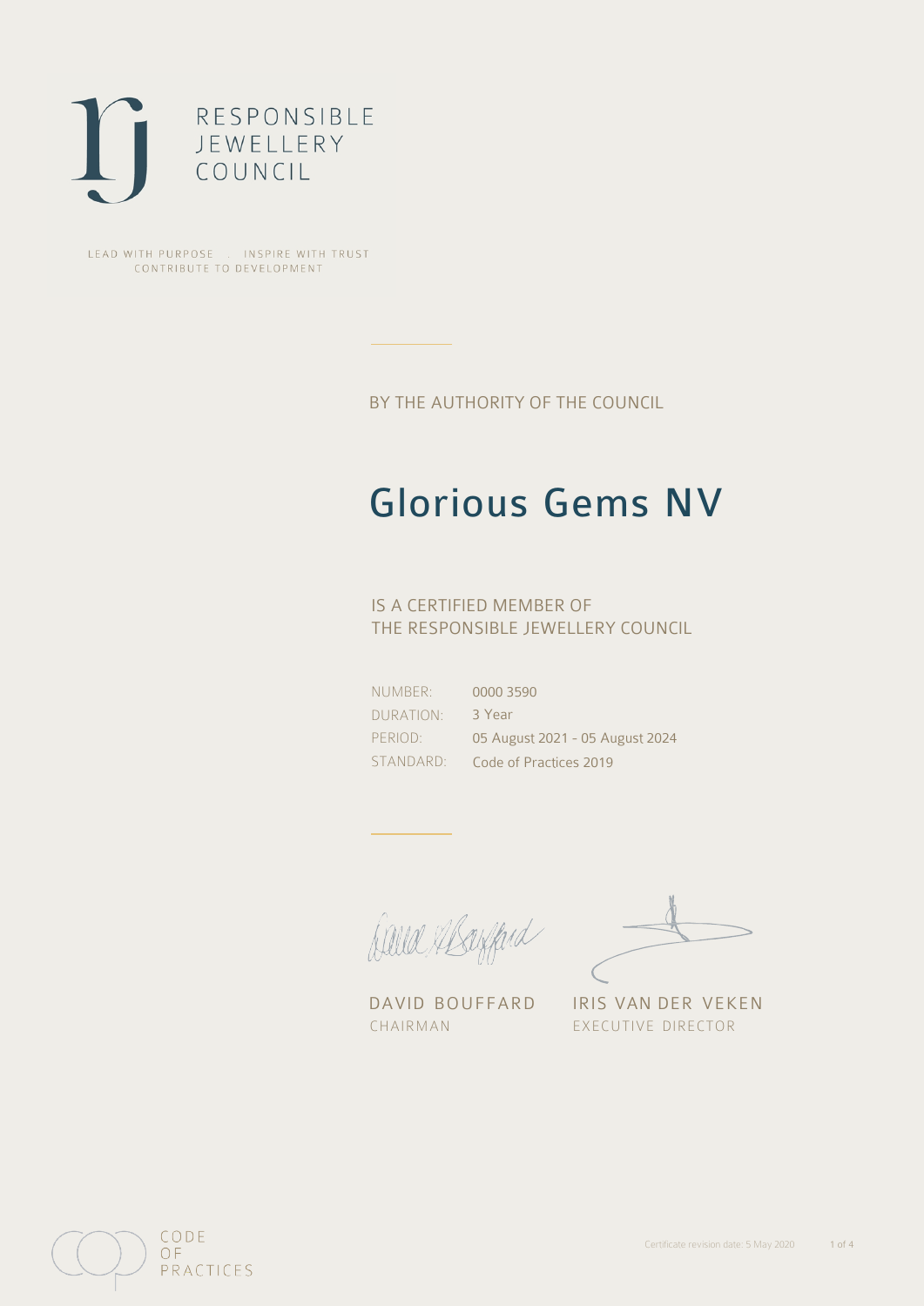RESPONSIBLE
JEWELLERY
COUNCIL

LEAD WITH PURPOSE . INSPIRE WITH TRUST
CONTRIBUTE TO DEVELOPMENT

BY THE AUTHORITY OF THE COUNCIL

# Glorious Gems NV

IS A CERTIFIED MEMBER OF
THE RESPONSIBLE JEWELLERY COUNCIL

| | |
|---|---|
| NUMBER: | 0000 3590 |
| DURATION: | 3 Year |
| PERIOD: | 05 August 2021 - 05 August 2024 |
| STANDARD: | Code of Practices 2019 |

DAVID BOUFFARD
CHAIRMAN

IRIS VAN DER VEKEN
EXECUTIVE DIRECTOR

CODE
OF
PRACTICES

Certificate revision date: 5 May 2020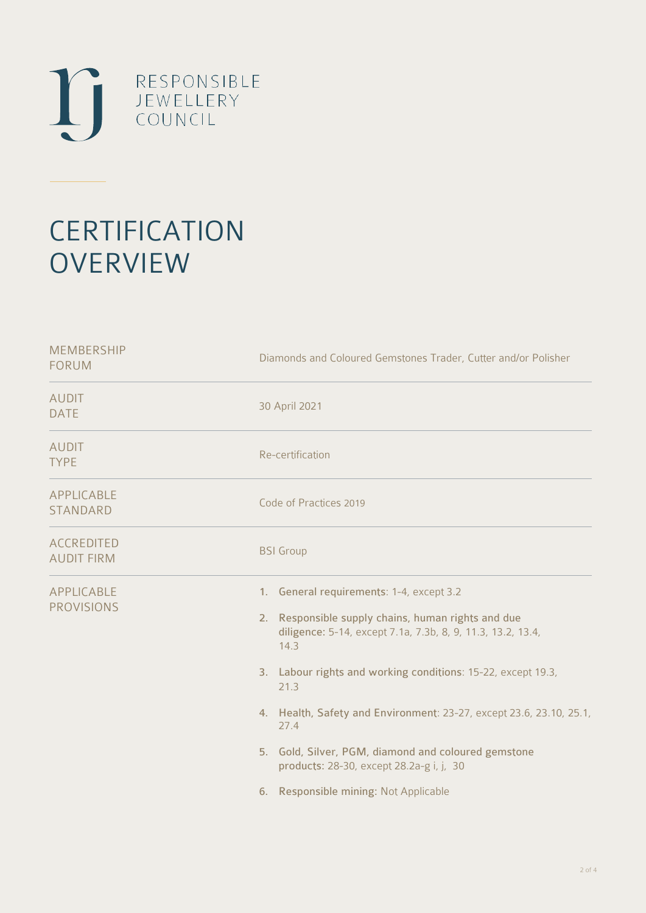RESPONSIBLE
JEWELLERY
COUNCIL

# CERTIFICATION OVERVIEW

| | |
|---|---|
| MEMBERSHIP FORUM | Diamonds and Coloured Gemstones Trader, Cutter and/or Polisher |
| AUDIT DATE | 30 April 2021 |
| AUDIT TYPE | Re-certification |
| APPLICABLE STANDARD | Code of Practices 2019 |
| ACCREDITED AUDIT FIRM | BSI Group |
| APPLICABLE PROVISIONS | 1. General requirements: 1-4, except 3.2<br>2. Responsible supply chains, human rights and due diligence: 5-14, except 7.1a, 7.3b, 8, 9, 11.3, 13.2, 13.4, 14.3<br>3. Labour rights and working conditions: 15-22, except 19.3, 21.3<br>4. Health, Safety and Environment: 23-27, except 23.6, 23.10, 25.1, 27.4<br>5. Gold, Silver, PGM, diamond and coloured gemstone products: 28-30, except 28.2a-g i, j, 30<br>6. Responsible mining: Not Applicable |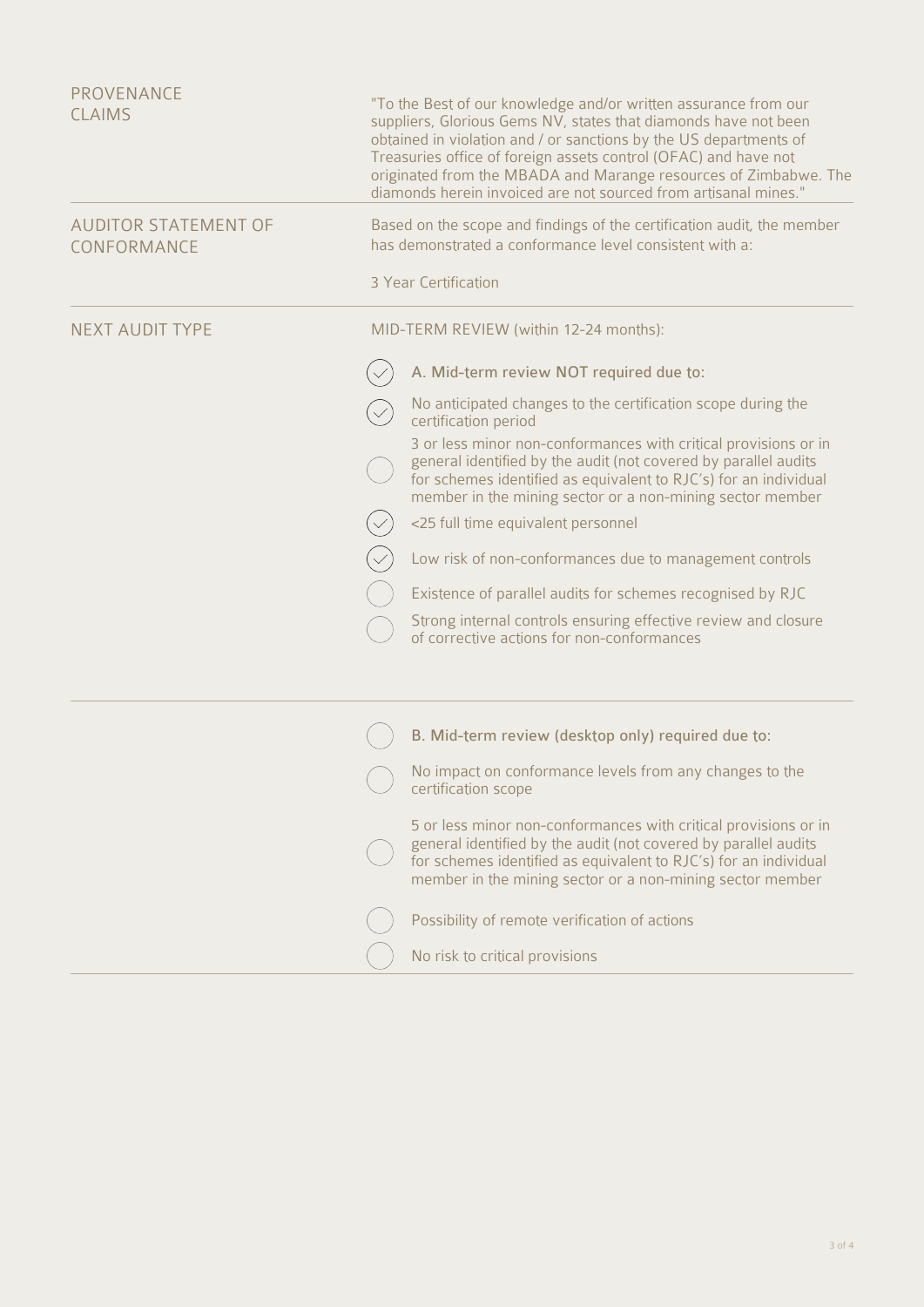**PROVENANCE CLAIMS**

"To the Best of our knowledge and/or written assurance from our suppliers, Glorious Gems NV, states that diamonds have not been obtained in violation and / or sanctions by the US departments of Treasuries office of foreign assets control (OFAC) and have not originated from the MBADA and Marange resources of Zimbabwe. The diamonds herein invoiced are not sourced from artisanal mines."

---

**AUDITOR STATEMENT OF CONFORMANCE**

Based on the scope and findings of the certification audit, the member has demonstrated a conformance level consistent with a:

3 Year Certification

---

**NEXT AUDIT TYPE**

MID-TERM REVIEW (within 12-24 months):

- [x] A. Mid-term review NOT required due to:
- [x] No anticipated changes to the certification scope during the certification period
- [ ] 3 or less minor non-conformances with critical provisions or in general identified by the audit (not covered by parallel audits for schemes identified as equivalent to RJC's) for an individual member in the mining sector or a non-mining sector member
- [x] <25 full time equivalent personnel
- [x] Low risk of non-conformances due to management controls
- [ ] Existence of parallel audits for schemes recognised by RJC
- [ ] Strong internal controls ensuring effective review and closure of corrective actions for non-conformances

---

- [ ] B. Mid-term review (desktop only) required due to:
- [ ] No impact on conformance levels from any changes to the certification scope
- [ ] 5 or less minor non-conformances with critical provisions or in general identified by the audit (not covered by parallel audits for schemes identified as equivalent to RJC's) for an individual member in the mining sector or a non-mining sector member
- [ ] Possibility of remote verification of actions
- [ ] No risk to critical provisions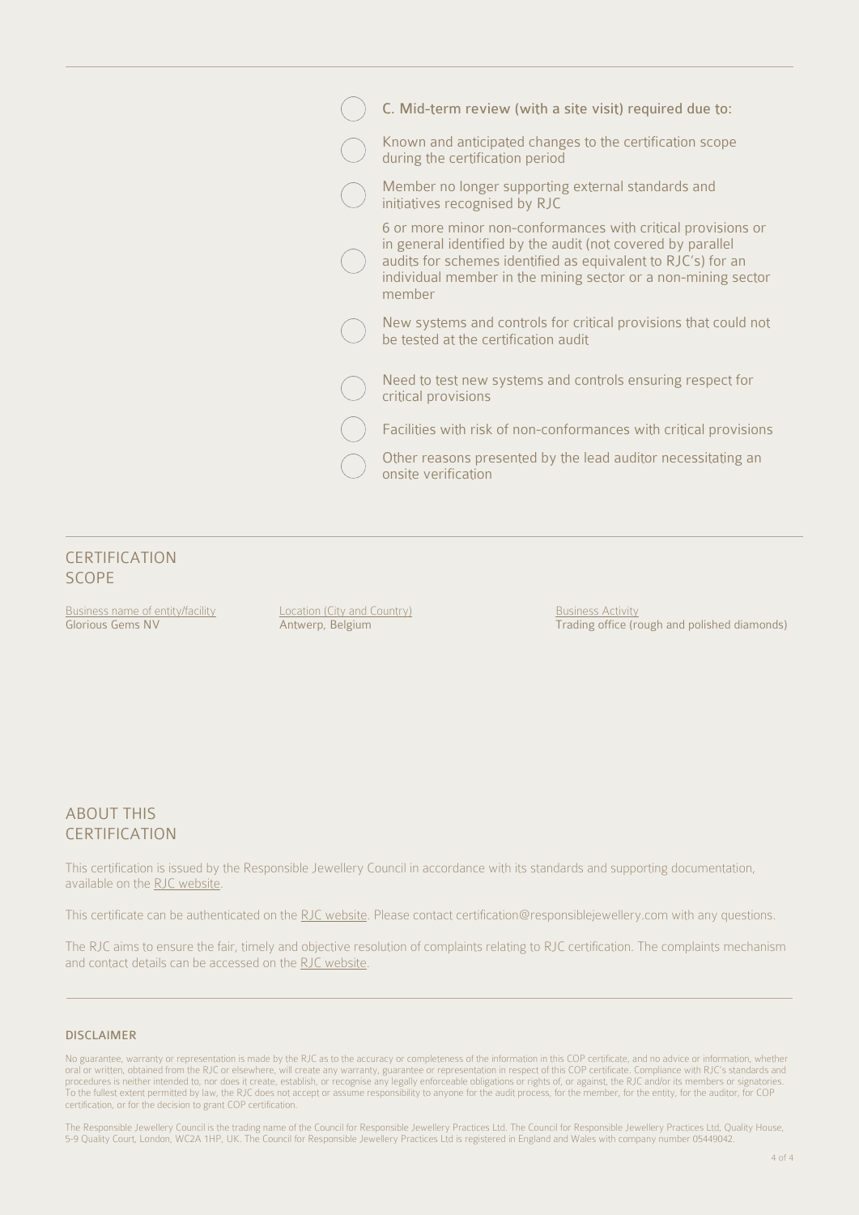- ○ C. Mid-term review (with a site visit) required due to:
- ○ Known and anticipated changes to the certification scope during the certification period
- ○ Member no longer supporting external standards and initiatives recognised by RJC
- ○ 6 or more minor non-conformances with critical provisions or in general identified by the audit (not covered by parallel audits for schemes identified as equivalent to RJC's) for an individual member in the mining sector or a non-mining sector member
- ○ New systems and controls for critical provisions that could not be tested at the certification audit
- ○ Need to test new systems and controls ensuring respect for critical provisions
- ○ Facilities with risk of non-conformances with critical provisions
- ○ Other reasons presented by the lead auditor necessitating an onsite verification

## CERTIFICATION SCOPE

| Business name of entity/facility | Location (City and Country) | Business Activity |
|---|---|---|
| Glorious Gems NV | Antwerp, Belgium | Trading office (rough and polished diamonds) |

## ABOUT THIS CERTIFICATION

This certification is issued by the Responsible Jewellery Council in accordance with its standards and supporting documentation, available on the RJC website.

This certificate can be authenticated on the RJC website. Please contact certification@responsiblejewellery.com with any questions.

The RJC aims to ensure the fair, timely and objective resolution of complaints relating to RJC certification. The complaints mechanism and contact details can be accessed on the RJC website.

### DISCLAIMER

No guarantee, warranty or representation is made by the RJC as to the accuracy or completeness of the information in this COP certificate, and no advice or information, whether oral or written, obtained from the RJC or elsewhere, will create any warranty, guarantee or representation in respect of this COP certificate. Compliance with RJC's standards and procedures is neither intended to, nor does it create, establish, or recognise any legally enforceable obligations or rights of, or against, the RJC and/or its members or signatories. To the fullest extent permitted by law, the RJC does not accept or assume responsibility to anyone for the audit process, for the member, for the entity, for the auditor, for COP certification, or for the decision to grant COP certification.

The Responsible Jewellery Council is the trading name of the Council for Responsible Jewellery Practices Ltd. The Council for Responsible Jewellery Practices Ltd, Quality House, 5-9 Quality Court, London, WC2A 1HP, UK. The Council for Responsible Jewellery Practices Ltd is registered in England and Wales with company number 05449042.